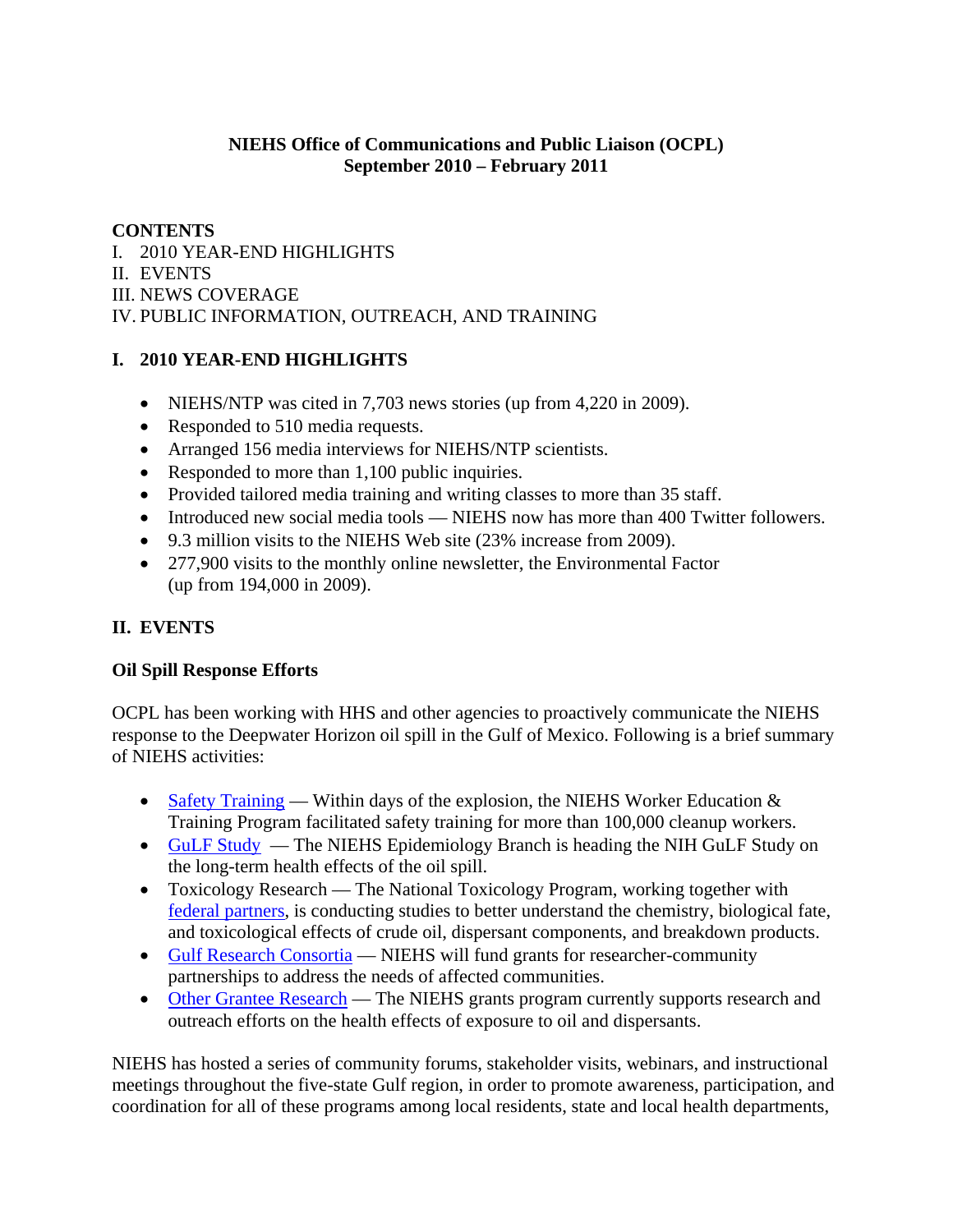# NIEHS Office of Communications and Public Liaison (OCPL)
## September 2010 – February 2011

**CONTENTS**

I. 2010 YEAR-END HIGHLIGHTS
II. EVENTS
III. NEWS COVERAGE
IV. PUBLIC INFORMATION, OUTREACH, AND TRAINING

## I. 2010 YEAR-END HIGHLIGHTS

- NIEHS/NTP was cited in 7,703 news stories (up from 4,220 in 2009).
- Responded to 510 media requests.
- Arranged 156 media interviews for NIEHS/NTP scientists.
- Responded to more than 1,100 public inquiries.
- Provided tailored media training and writing classes to more than 35 staff.
- Introduced new social media tools — NIEHS now has more than 400 Twitter followers.
- 9.3 million visits to the NIEHS Web site (23% increase from 2009).
- 277,900 visits to the monthly online newsletter, the Environmental Factor (up from 194,000 in 2009).

## II. EVENTS

### Oil Spill Response Efforts

OCPL has been working with HHS and other agencies to proactively communicate the NIEHS response to the Deepwater Horizon oil spill in the Gulf of Mexico. Following is a brief summary of NIEHS activities:

- Safety Training — Within days of the explosion, the NIEHS Worker Education & Training Program facilitated safety training for more than 100,000 cleanup workers.
- GuLF Study — The NIEHS Epidemiology Branch is heading the NIH GuLF Study on the long-term health effects of the oil spill.
- Toxicology Research — The National Toxicology Program, working together with federal partners, is conducting studies to better understand the chemistry, biological fate, and toxicological effects of crude oil, dispersant components, and breakdown products.
- Gulf Research Consortia — NIEHS will fund grants for researcher-community partnerships to address the needs of affected communities.
- Other Grantee Research — The NIEHS grants program currently supports research and outreach efforts on the health effects of exposure to oil and dispersants.

NIEHS has hosted a series of community forums, stakeholder visits, webinars, and instructional meetings throughout the five-state Gulf region, in order to promote awareness, participation, and coordination for all of these programs among local residents, state and local health departments,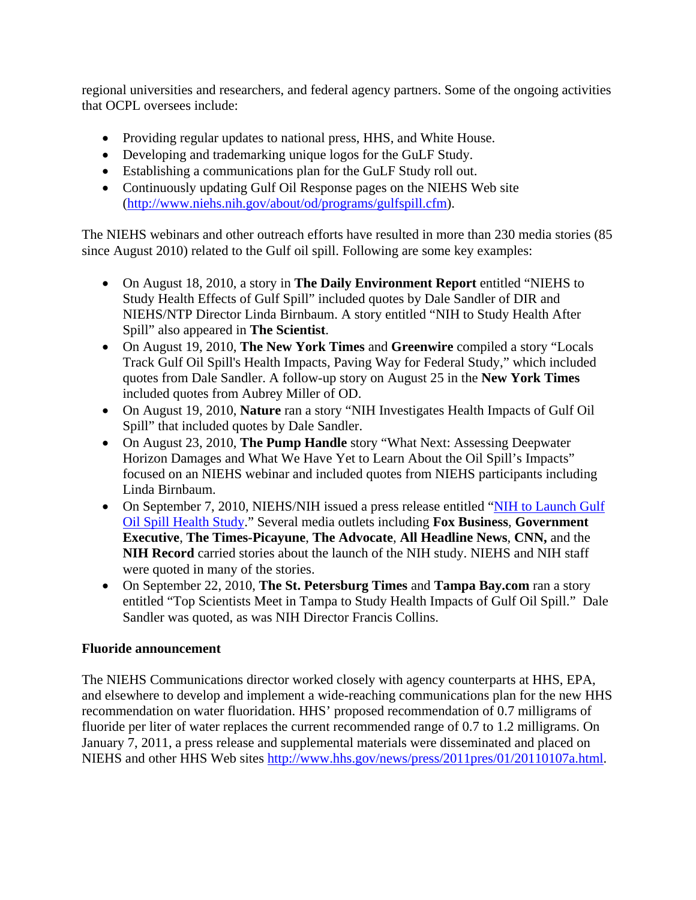regional universities and researchers, and federal agency partners. Some of the ongoing activities that OCPL oversees include:

- Providing regular updates to national press, HHS, and White House.
- Developing and trademarking unique logos for the GuLF Study.
- Establishing a communications plan for the GuLF Study roll out.
- Continuously updating Gulf Oil Response pages on the NIEHS Web site (http://www.niehs.nih.gov/about/od/programs/gulfspill.cfm).

The NIEHS webinars and other outreach efforts have resulted in more than 230 media stories (85 since August 2010) related to the Gulf oil spill. Following are some key examples:

- On August 18, 2010, a story in **The Daily Environment Report** entitled "NIEHS to Study Health Effects of Gulf Spill" included quotes by Dale Sandler of DIR and NIEHS/NTP Director Linda Birnbaum. A story entitled "NIH to Study Health After Spill" also appeared in **The Scientist**.
- On August 19, 2010, **The New York Times** and **Greenwire** compiled a story "Locals Track Gulf Oil Spill's Health Impacts, Paving Way for Federal Study," which included quotes from Dale Sandler. A follow-up story on August 25 in the **New York Times** included quotes from Aubrey Miller of OD.
- On August 19, 2010, **Nature** ran a story "NIH Investigates Health Impacts of Gulf Oil Spill" that included quotes by Dale Sandler.
- On August 23, 2010, **The Pump Handle** story "What Next: Assessing Deepwater Horizon Damages and What We Have Yet to Learn About the Oil Spill's Impacts" focused on an NIEHS webinar and included quotes from NIEHS participants including Linda Birnbaum.
- On September 7, 2010, NIEHS/NIH issued a press release entitled "NIH to Launch Gulf Oil Spill Health Study." Several media outlets including **Fox Business**, **Government Executive**, **The Times-Picayune**, **The Advocate**, **All Headline News**, **CNN,** and the **NIH Record** carried stories about the launch of the NIH study. NIEHS and NIH staff were quoted in many of the stories.
- On September 22, 2010, **The St. Petersburg Times** and **Tampa Bay.com** ran a story entitled "Top Scientists Meet in Tampa to Study Health Impacts of Gulf Oil Spill." Dale Sandler was quoted, as was NIH Director Francis Collins.

**Fluoride announcement**

The NIEHS Communications director worked closely with agency counterparts at HHS, EPA, and elsewhere to develop and implement a wide-reaching communications plan for the new HHS recommendation on water fluoridation. HHS' proposed recommendation of 0.7 milligrams of fluoride per liter of water replaces the current recommended range of 0.7 to 1.2 milligrams. On January 7, 2011, a press release and supplemental materials were disseminated and placed on NIEHS and other HHS Web sites http://www.hhs.gov/news/press/2011pres/01/20110107a.html.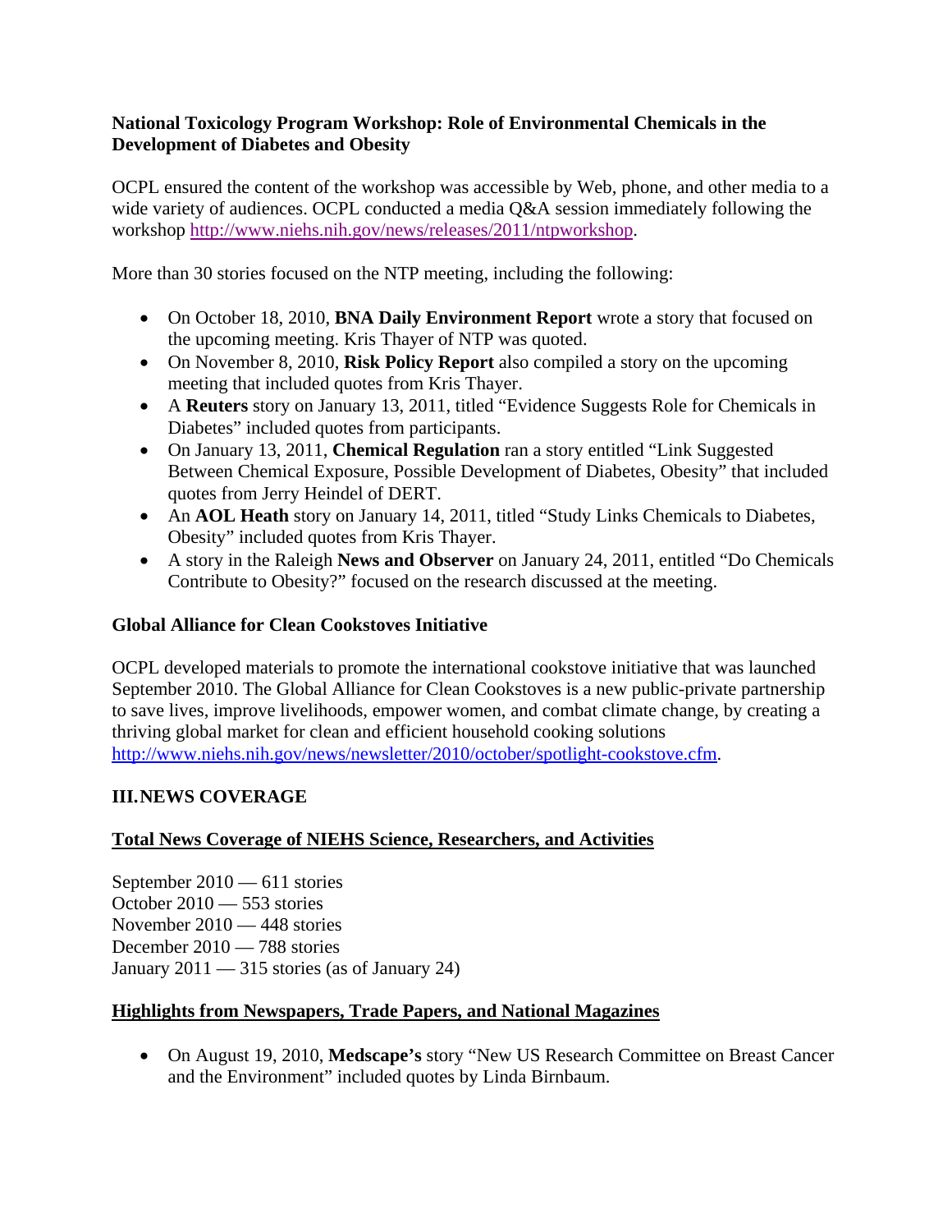**National Toxicology Program Workshop: Role of Environmental Chemicals in the Development of Diabetes and Obesity**

OCPL ensured the content of the workshop was accessible by Web, phone, and other media to a wide variety of audiences. OCPL conducted a media Q&A session immediately following the workshop http://www.niehs.nih.gov/news/releases/2011/ntpworkshop.

More than 30 stories focused on the NTP meeting, including the following:

- On October 18, 2010, **BNA Daily Environment Report** wrote a story that focused on the upcoming meeting. Kris Thayer of NTP was quoted.
- On November 8, 2010, **Risk Policy Report** also compiled a story on the upcoming meeting that included quotes from Kris Thayer.
- A **Reuters** story on January 13, 2011, titled "Evidence Suggests Role for Chemicals in Diabetes" included quotes from participants.
- On January 13, 2011, **Chemical Regulation** ran a story entitled "Link Suggested Between Chemical Exposure, Possible Development of Diabetes, Obesity" that included quotes from Jerry Heindel of DERT.
- An **AOL Heath** story on January 14, 2011, titled "Study Links Chemicals to Diabetes, Obesity" included quotes from Kris Thayer.
- A story in the Raleigh **News and Observer** on January 24, 2011, entitled "Do Chemicals Contribute to Obesity?" focused on the research discussed at the meeting.

**Global Alliance for Clean Cookstoves Initiative**

OCPL developed materials to promote the international cookstove initiative that was launched September 2010. The Global Alliance for Clean Cookstoves is a new public-private partnership to save lives, improve livelihoods, empower women, and combat climate change, by creating a thriving global market for clean and efficient household cooking solutions http://www.niehs.nih.gov/news/newsletter/2010/october/spotlight-cookstove.cfm.

## III. NEWS COVERAGE

### Total News Coverage of NIEHS Science, Researchers, and Activities

September 2010 — 611 stories
October 2010 — 553 stories
November 2010 — 448 stories
December 2010 — 788 stories
January 2011 — 315 stories (as of January 24)

### Highlights from Newspapers, Trade Papers, and National Magazines

- On August 19, 2010, **Medscape's** story "New US Research Committee on Breast Cancer and the Environment" included quotes by Linda Birnbaum.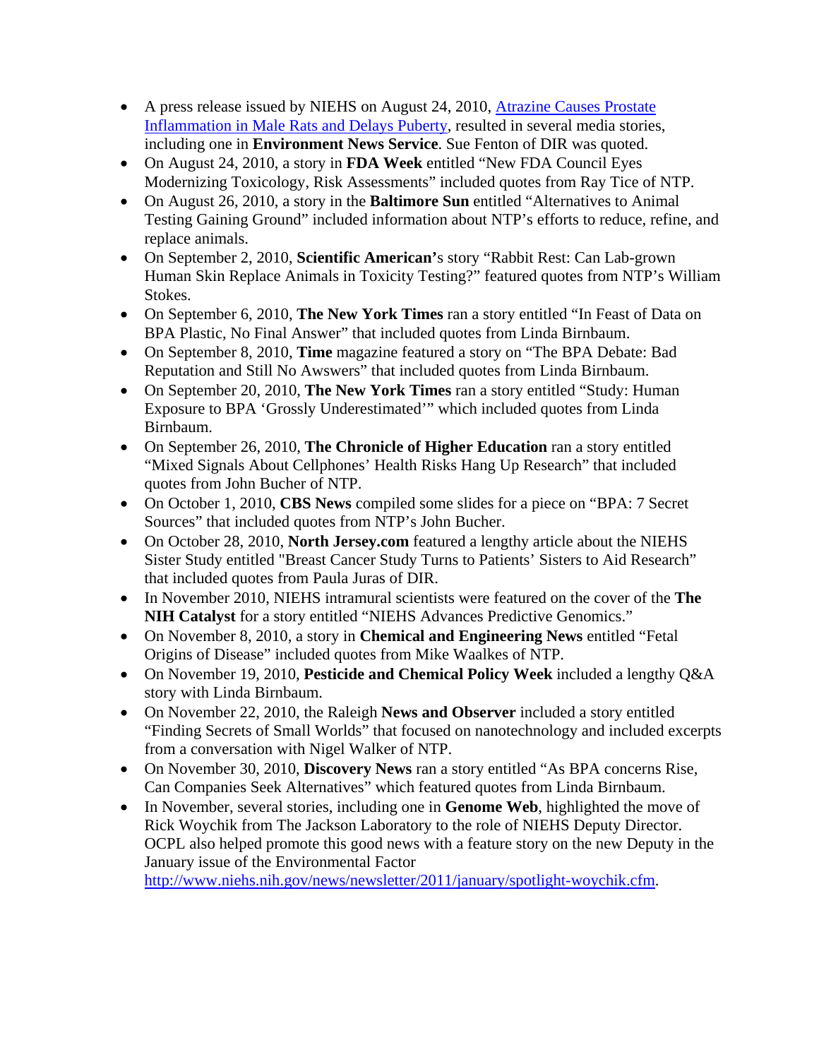- A press release issued by NIEHS on August 24, 2010, [Atrazine Causes Prostate Inflammation in Male Rats and Delays Puberty](), resulted in several media stories, including one in **Environment News Service**. Sue Fenton of DIR was quoted.
- On August 24, 2010, a story in **FDA Week** entitled "New FDA Council Eyes Modernizing Toxicology, Risk Assessments" included quotes from Ray Tice of NTP.
- On August 26, 2010, a story in the **Baltimore Sun** entitled "Alternatives to Animal Testing Gaining Ground" included information about NTP's efforts to reduce, refine, and replace animals.
- On September 2, 2010, **Scientific American'**s story "Rabbit Rest: Can Lab-grown Human Skin Replace Animals in Toxicity Testing?" featured quotes from NTP's William Stokes.
- On September 6, 2010, **The New York Times** ran a story entitled "In Feast of Data on BPA Plastic, No Final Answer" that included quotes from Linda Birnbaum.
- On September 8, 2010, **Time** magazine featured a story on "The BPA Debate: Bad Reputation and Still No Awswers" that included quotes from Linda Birnbaum.
- On September 20, 2010, **The New York Times** ran a story entitled "Study: Human Exposure to BPA 'Grossly Underestimated'" which included quotes from Linda Birnbaum.
- On September 26, 2010, **The Chronicle of Higher Education** ran a story entitled "Mixed Signals About Cellphones' Health Risks Hang Up Research" that included quotes from John Bucher of NTP.
- On October 1, 2010, **CBS News** compiled some slides for a piece on "BPA: 7 Secret Sources" that included quotes from NTP's John Bucher.
- On October 28, 2010, **North Jersey.com** featured a lengthy article about the NIEHS Sister Study entitled "Breast Cancer Study Turns to Patients' Sisters to Aid Research" that included quotes from Paula Juras of DIR.
- In November 2010, NIEHS intramural scientists were featured on the cover of the **The NIH Catalyst** for a story entitled "NIEHS Advances Predictive Genomics."
- On November 8, 2010, a story in **Chemical and Engineering News** entitled "Fetal Origins of Disease" included quotes from Mike Waalkes of NTP.
- On November 19, 2010, **Pesticide and Chemical Policy Week** included a lengthy Q&A story with Linda Birnbaum.
- On November 22, 2010, the Raleigh **News and Observer** included a story entitled "Finding Secrets of Small Worlds" that focused on nanotechnology and included excerpts from a conversation with Nigel Walker of NTP.
- On November 30, 2010, **Discovery News** ran a story entitled "As BPA concerns Rise, Can Companies Seek Alternatives" which featured quotes from Linda Birnbaum.
- In November, several stories, including one in **Genome Web**, highlighted the move of Rick Woychik from The Jackson Laboratory to the role of NIEHS Deputy Director. OCPL also helped promote this good news with a feature story on the new Deputy in the January issue of the Environmental Factor [http://www.niehs.nih.gov/news/newsletter/2011/january/spotlight-woychik.cfm](http://www.niehs.nih.gov/news/newsletter/2011/january/spotlight-woychik.cfm).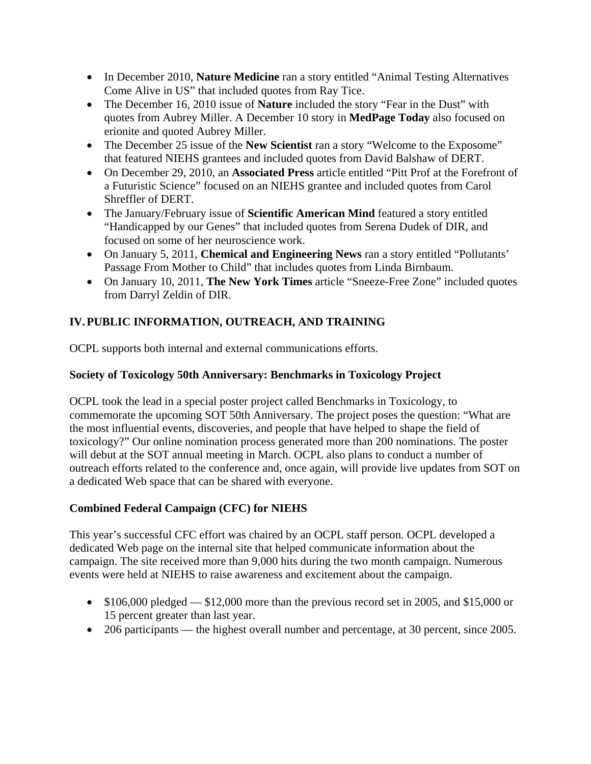- In December 2010, **Nature Medicine** ran a story entitled "Animal Testing Alternatives Come Alive in US" that included quotes from Ray Tice.
- The December 16, 2010 issue of **Nature** included the story "Fear in the Dust" with quotes from Aubrey Miller. A December 10 story in **MedPage Today** also focused on erionite and quoted Aubrey Miller.
- The December 25 issue of the **New Scientist** ran a story "Welcome to the Exposome" that featured NIEHS grantees and included quotes from David Balshaw of DERT.
- On December 29, 2010, an **Associated Press** article entitled "Pitt Prof at the Forefront of a Futuristic Science" focused on an NIEHS grantee and included quotes from Carol Shreffler of DERT.
- The January/February issue of **Scientific American Mind** featured a story entitled "Handicapped by our Genes" that included quotes from Serena Dudek of DIR, and focused on some of her neuroscience work.
- On January 5, 2011, **Chemical and Engineering News** ran a story entitled "Pollutants' Passage From Mother to Child" that includes quotes from Linda Birnbaum.
- On January 10, 2011, **The New York Times** article "Sneeze-Free Zone" included quotes from Darryl Zeldin of DIR.

## IV. PUBLIC INFORMATION, OUTREACH, AND TRAINING

OCPL supports both internal and external communications efforts.

### Society of Toxicology 50th Anniversary: Benchmarks in Toxicology Project

OCPL took the lead in a special poster project called Benchmarks in Toxicology, to commemorate the upcoming SOT 50th Anniversary. The project poses the question: "What are the most influential events, discoveries, and people that have helped to shape the field of toxicology?" Our online nomination process generated more than 200 nominations. The poster will debut at the SOT annual meeting in March. OCPL also plans to conduct a number of outreach efforts related to the conference and, once again, will provide live updates from SOT on a dedicated Web space that can be shared with everyone.

### Combined Federal Campaign (CFC) for NIEHS

This year's successful CFC effort was chaired by an OCPL staff person. OCPL developed a dedicated Web page on the internal site that helped communicate information about the campaign. The site received more than 9,000 hits during the two month campaign. Numerous events were held at NIEHS to raise awareness and excitement about the campaign.

- $106,000 pledged — $12,000 more than the previous record set in 2005, and $15,000 or 15 percent greater than last year.
- 206 participants — the highest overall number and percentage, at 30 percent, since 2005.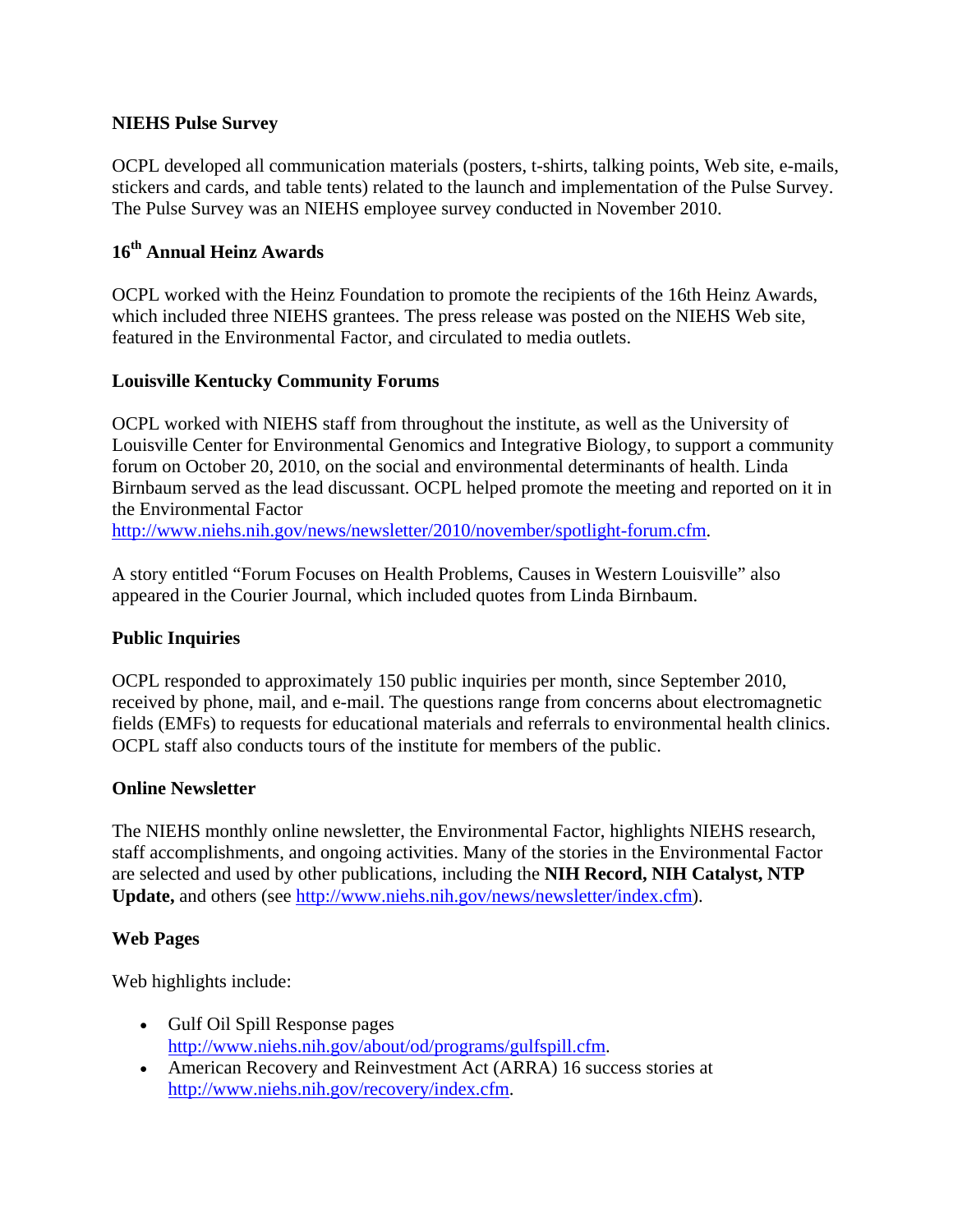**NIEHS Pulse Survey**

OCPL developed all communication materials (posters, t-shirts, talking points, Web site, e-mails, stickers and cards, and table tents) related to the launch and implementation of the Pulse Survey. The Pulse Survey was an NIEHS employee survey conducted in November 2010.

**16th Annual Heinz Awards**

OCPL worked with the Heinz Foundation to promote the recipients of the 16th Heinz Awards, which included three NIEHS grantees. The press release was posted on the NIEHS Web site, featured in the Environmental Factor, and circulated to media outlets.

**Louisville Kentucky Community Forums**

OCPL worked with NIEHS staff from throughout the institute, as well as the University of Louisville Center for Environmental Genomics and Integrative Biology, to support a community forum on October 20, 2010, on the social and environmental determinants of health. Linda Birnbaum served as the lead discussant. OCPL helped promote the meeting and reported on it in the Environmental Factor http://www.niehs.nih.gov/news/newsletter/2010/november/spotlight-forum.cfm.

A story entitled "Forum Focuses on Health Problems, Causes in Western Louisville" also appeared in the Courier Journal, which included quotes from Linda Birnbaum.

**Public Inquiries**

OCPL responded to approximately 150 public inquiries per month, since September 2010, received by phone, mail, and e-mail. The questions range from concerns about electromagnetic fields (EMFs) to requests for educational materials and referrals to environmental health clinics. OCPL staff also conducts tours of the institute for members of the public.

**Online Newsletter**

The NIEHS monthly online newsletter, the Environmental Factor, highlights NIEHS research, staff accomplishments, and ongoing activities. Many of the stories in the Environmental Factor are selected and used by other publications, including the **NIH Record, NIH Catalyst, NTP Update,** and others (see http://www.niehs.nih.gov/news/newsletter/index.cfm).

**Web Pages**

Web highlights include:

- Gulf Oil Spill Response pages http://www.niehs.nih.gov/about/od/programs/gulfspill.cfm.
- American Recovery and Reinvestment Act (ARRA) 16 success stories at http://www.niehs.nih.gov/recovery/index.cfm.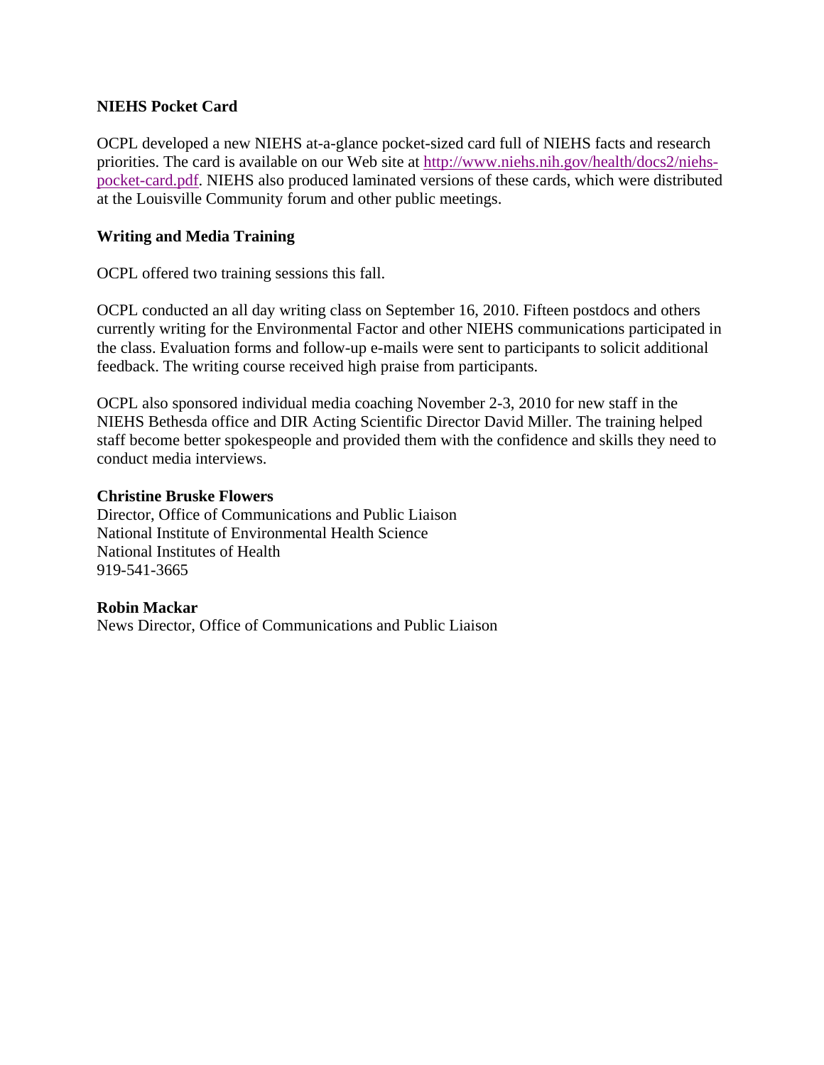**NIEHS Pocket Card**

OCPL developed a new NIEHS at-a-glance pocket-sized card full of NIEHS facts and research priorities. The card is available on our Web site at [http://www.niehs.nih.gov/health/docs2/niehs-pocket-card.pdf](http://www.niehs.nih.gov/health/docs2/niehs-pocket-card.pdf). NIEHS also produced laminated versions of these cards, which were distributed at the Louisville Community forum and other public meetings.

**Writing and Media Training**

OCPL offered two training sessions this fall.

OCPL conducted an all day writing class on September 16, 2010. Fifteen postdocs and others currently writing for the Environmental Factor and other NIEHS communications participated in the class. Evaluation forms and follow-up e-mails were sent to participants to solicit additional feedback. The writing course received high praise from participants.

OCPL also sponsored individual media coaching November 2-3, 2010 for new staff in the NIEHS Bethesda office and DIR Acting Scientific Director David Miller. The training helped staff become better spokespeople and provided them with the confidence and skills they need to conduct media interviews.

**Christine Bruske Flowers**
Director, Office of Communications and Public Liaison
National Institute of Environmental Health Science
National Institutes of Health
919-541-3665

**Robin Mackar**
News Director, Office of Communications and Public Liaison